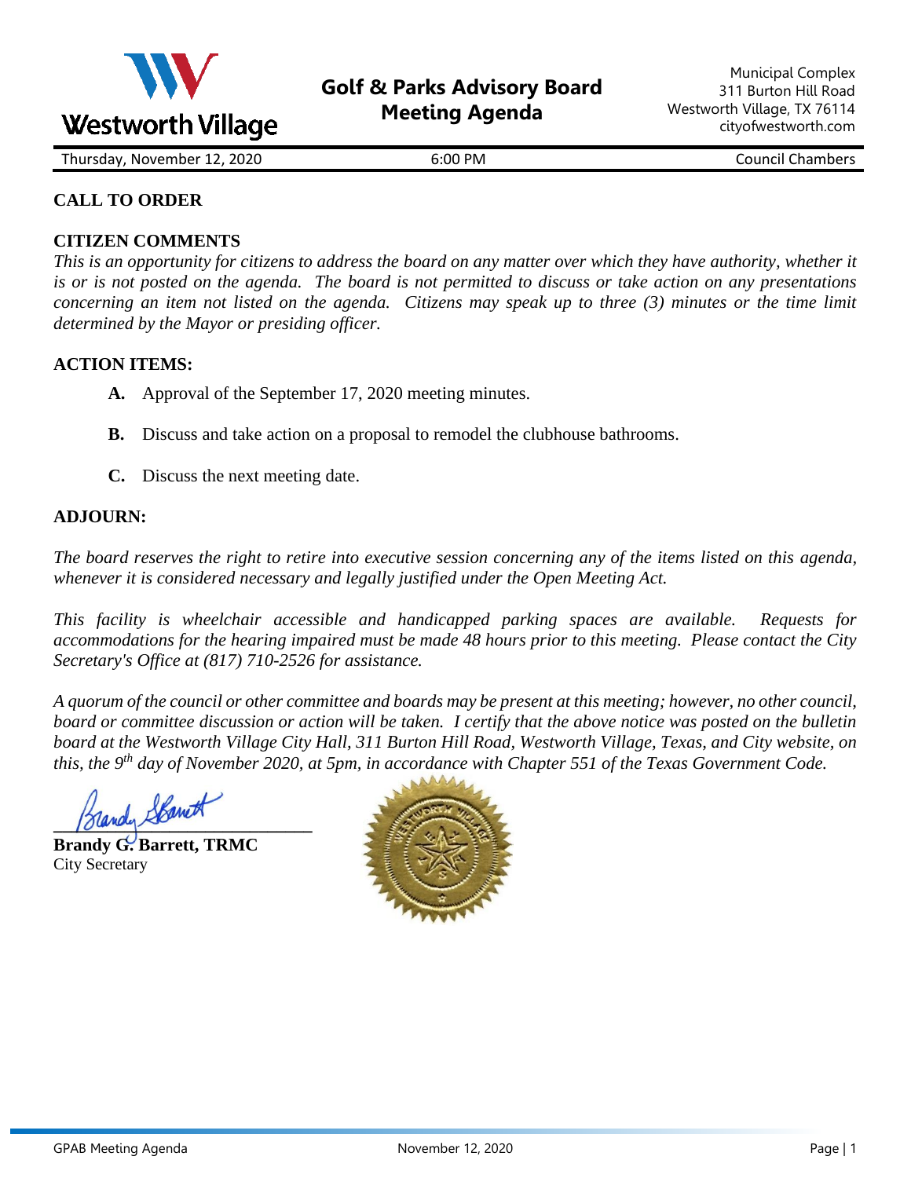Westworth Village

# Golf & Parks Advisory Board Meeting Agenda

Municipal Complex
311 Burton Hill Road
Westworth Village, TX 76114
cityofwestworth.com

Thursday, November 12, 2020 | 6:00 PM | Council Chambers

**CALL TO ORDER**

**CITIZEN COMMENTS**

*This is an opportunity for citizens to address the board on any matter over which they have authority, whether it is or is not posted on the agenda. The board is not permitted to discuss or take action on any presentations concerning an item not listed on the agenda. Citizens may speak up to three (3) minutes or the time limit determined by the Mayor or presiding officer.*

**ACTION ITEMS:**

- **A.** Approval of the September 17, 2020 meeting minutes.
- **B.** Discuss and take action on a proposal to remodel the clubhouse bathrooms.
- **C.** Discuss the next meeting date.

**ADJOURN:**

*The board reserves the right to retire into executive session concerning any of the items listed on this agenda, whenever it is considered necessary and legally justified under the Open Meeting Act.*

*This facility is wheelchair accessible and handicapped parking spaces are available. Requests for accommodations for the hearing impaired must be made 48 hours prior to this meeting. Please contact the City Secretary's Office at (817) 710-2526 for assistance.*

*A quorum of the council or other committee and boards may be present at this meeting; however, no other council, board or committee discussion or action will be taken. I certify that the above notice was posted on the bulletin board at the Westworth Village City Hall, 311 Burton Hill Road, Westworth Village, Texas, and City website, on this, the 9th day of November 2020, at 5pm, in accordance with Chapter 551 of the Texas Government Code.*

**Brandy G. Barrett, TRMC**
City Secretary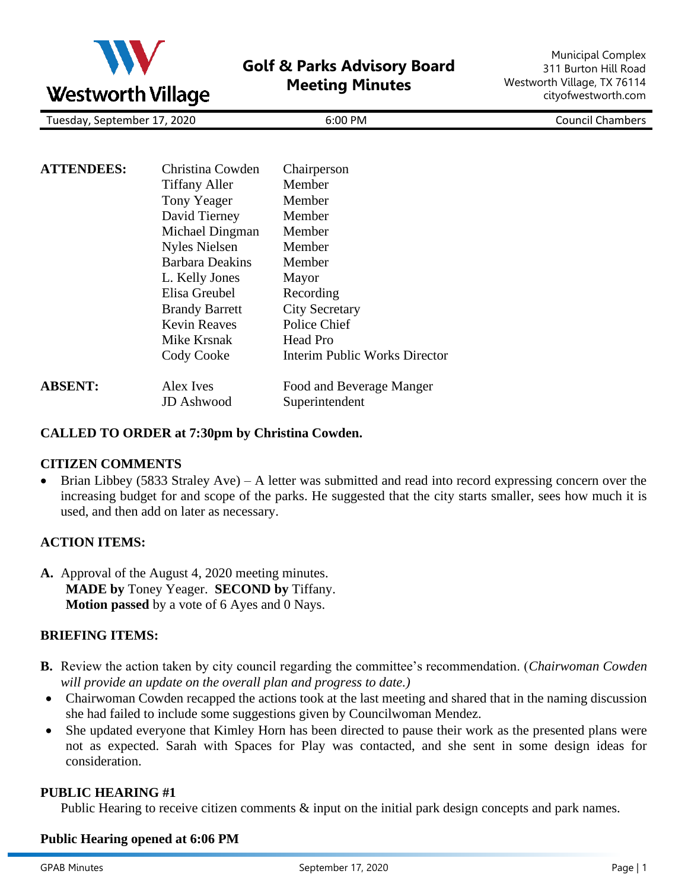# Golf & Parks Advisory Board Meeting Minutes

Municipal Complex
311 Burton Hill Road
Westworth Village, TX 76114
cityofwestworth.com

Tuesday, September 17, 2020 | 6:00 PM | Council Chambers

| | | |
|---|---|---|
| **ATTENDEES:** | Christina Cowden | Chairperson |
| | Tiffany Aller | Member |
| | Tony Yeager | Member |
| | David Tierney | Member |
| | Michael Dingman | Member |
| | Nyles Nielsen | Member |
| | Barbara Deakins | Member |
| | L. Kelly Jones | Mayor |
| | Elisa Greubel | Recording |
| | Brandy Barrett | City Secretary |
| | Kevin Reaves | Police Chief |
| | Mike Krsnak | Head Pro |
| | Cody Cooke | Interim Public Works Director |
| **ABSENT:** | Alex Ives | Food and Beverage Manger |
| | JD Ashwood | Superintendent |

**CALLED TO ORDER at 7:30pm by Christina Cowden.**

**CITIZEN COMMENTS**

- Brian Libbey (5833 Straley Ave) – A letter was submitted and read into record expressing concern over the increasing budget for and scope of the parks. He suggested that the city starts smaller, sees how much it is used, and then add on later as necessary.

**ACTION ITEMS:**

**A.** Approval of the August 4, 2020 meeting minutes.
**MADE by** Toney Yeager. **SECOND by** Tiffany.
**Motion passed** by a vote of 6 Ayes and 0 Nays.

**BRIEFING ITEMS:**

**B.** Review the action taken by city council regarding the committee's recommendation. (*Chairwoman Cowden will provide an update on the overall plan and progress to date.)*

- Chairwoman Cowden recapped the actions took at the last meeting and shared that in the naming discussion she had failed to include some suggestions given by Councilwoman Mendez.
- She updated everyone that Kimley Horn has been directed to pause their work as the presented plans were not as expected. Sarah with Spaces for Play was contacted, and she sent in some design ideas for consideration.

**PUBLIC HEARING #1**

Public Hearing to receive citizen comments & input on the initial park design concepts and park names.

**Public Hearing opened at 6:06 PM**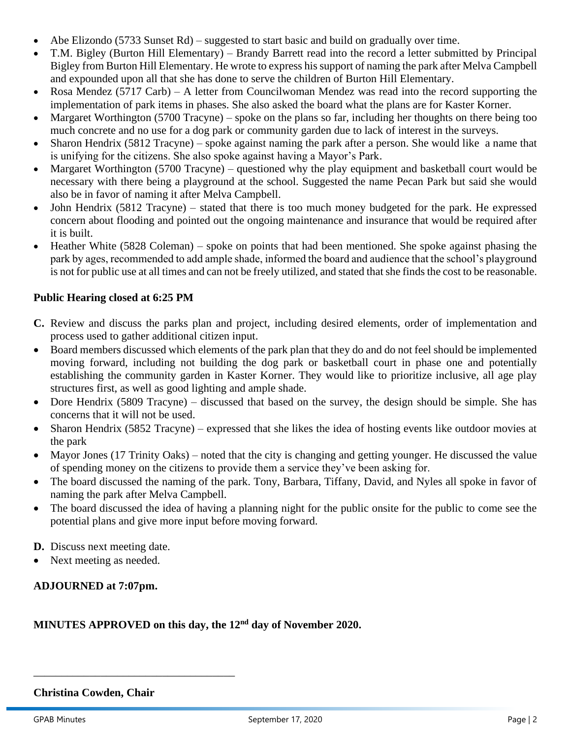- Abe Elizondo (5733 Sunset Rd) – suggested to start basic and build on gradually over time.
- T.M. Bigley (Burton Hill Elementary) – Brandy Barrett read into the record a letter submitted by Principal Bigley from Burton Hill Elementary. He wrote to express his support of naming the park after Melva Campbell and expounded upon all that she has done to serve the children of Burton Hill Elementary.
- Rosa Mendez (5717 Carb) – A letter from Councilwoman Mendez was read into the record supporting the implementation of park items in phases. She also asked the board what the plans are for Kaster Korner.
- Margaret Worthington (5700 Tracyne) – spoke on the plans so far, including her thoughts on there being too much concrete and no use for a dog park or community garden due to lack of interest in the surveys.
- Sharon Hendrix (5812 Tracyne) – spoke against naming the park after a person. She would like a name that is unifying for the citizens. She also spoke against having a Mayor's Park.
- Margaret Worthington (5700 Tracyne) – questioned why the play equipment and basketball court would be necessary with there being a playground at the school. Suggested the name Pecan Park but said she would also be in favor of naming it after Melva Campbell.
- John Hendrix (5812 Tracyne) – stated that there is too much money budgeted for the park. He expressed concern about flooding and pointed out the ongoing maintenance and insurance that would be required after it is built.
- Heather White (5828 Coleman) – spoke on points that had been mentioned. She spoke against phasing the park by ages, recommended to add ample shade, informed the board and audience that the school's playground is not for public use at all times and can not be freely utilized, and stated that she finds the cost to be reasonable.

**Public Hearing closed at 6:25 PM**

**C.** Review and discuss the parks plan and project, including desired elements, order of implementation and process used to gather additional citizen input.

- Board members discussed which elements of the park plan that they do and do not feel should be implemented moving forward, including not building the dog park or basketball court in phase one and potentially establishing the community garden in Kaster Korner. They would like to prioritize inclusive, all age play structures first, as well as good lighting and ample shade.
- Dore Hendrix (5809 Tracyne) – discussed that based on the survey, the design should be simple. She has concerns that it will not be used.
- Sharon Hendrix (5852 Tracyne) – expressed that she likes the idea of hosting events like outdoor movies at the park
- Mayor Jones (17 Trinity Oaks) – noted that the city is changing and getting younger. He discussed the value of spending money on the citizens to provide them a service they've been asking for.
- The board discussed the naming of the park. Tony, Barbara, Tiffany, David, and Nyles all spoke in favor of naming the park after Melva Campbell.
- The board discussed the idea of having a planning night for the public onsite for the public to come see the potential plans and give more input before moving forward.

**D.** Discuss next meeting date.

- Next meeting as needed.

**ADJOURNED at 7:07pm.**

**MINUTES APPROVED on this day, the 12nd day of November 2020.**

_______________________________________

**Christina Cowden, Chair**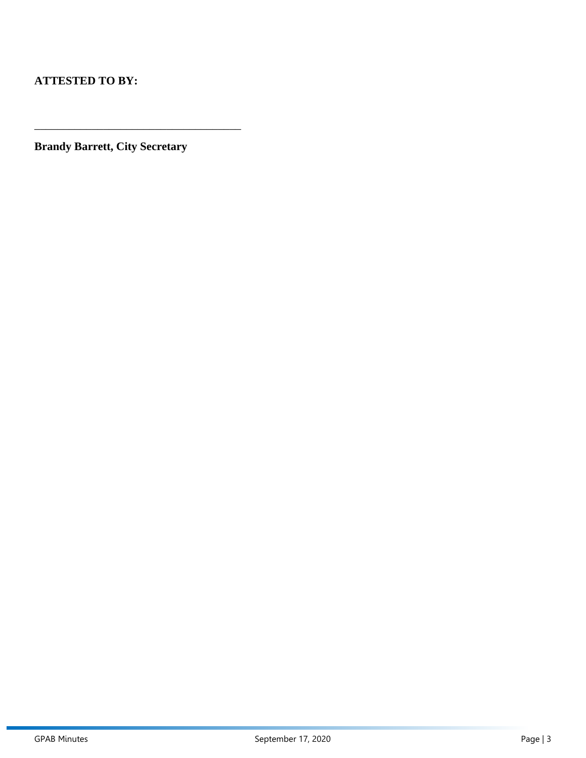**ATTESTED TO BY:**

\_\_\_\_\_\_\_\_\_\_\_\_\_\_\_\_\_\_\_\_\_\_\_\_\_\_\_\_\_\_\_\_\_\_\_\_\_\_

**Brandy Barrett, City Secretary**